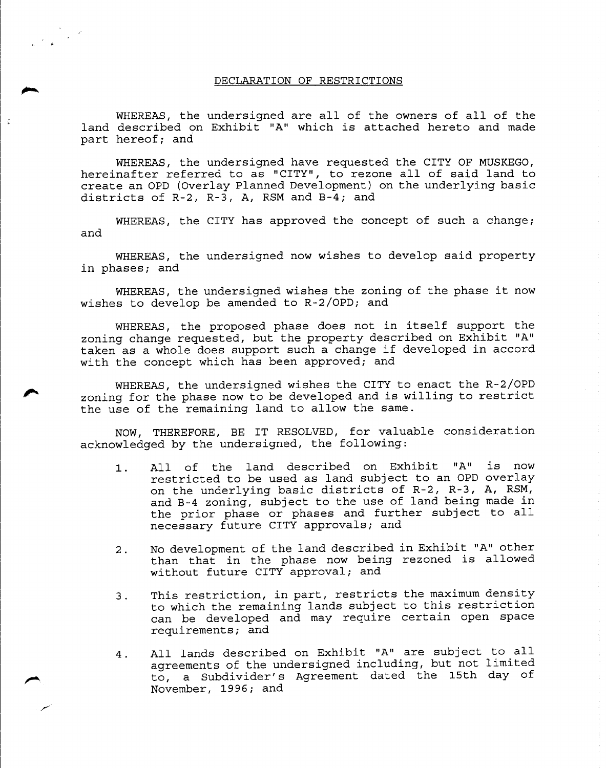# DECLARATION OF RESTRICTIONS

WHEREAS, the undersigned are all of the owners of all of the land described on Exhibit "A" which is attached hereto and made part hereof; and

WHEREAS, the undersigned have requested the CITY OF MUSKEGO, hereinafter referred to as "CITY", to rezone all of said land to create an OPD (Overlay Planned Development) on the underlying basic districts of R-2, R-3, A, RSM and B-4; and

WHEREAS, the CITY has approved the concept of such a change; and

WHEREAS, the undersigned now wishes to develop said property in phases; and

WHEREAS, the undersigned wishes the zoning of the phase it now wishes to develop be amended to R-2/OPD; and

WHEREAS, the proposed phase does not in itself support the zoning change requested, but the property described on Exhibit "A" taken as a whole does support such a change if developed in accord with the concept which has been approved; and

WHEREAS, the undersigned wishes the CITY to enact the R-2/OPD zoning for the phase now to be developed and is willing to restrict the use of the remaining land to allow the same.

NOW, THEREFORE, BE IT RESOLVED, for valuable consideration acknowledged by the undersigned, the following:

1. All of the land described on Exhibit "A" is now restricted to be used as land subject to an OPD overlay on the underlying basic districts of R-2, R-3, A, RSM, and B-4 zoning, subject to the use of land being made in the prior phase or phases and further subject to all necessary future CITY approvals; and

2. No development of the land described in Exhibit "A" other than that in the phase now being rezoned is allowed without future CITY approval; and

3. This restriction, in part, restricts the maximum density to which the remaining lands subject to this restriction can be developed and may require certain open space requirements; and

4. All lands described on Exhibit "A" are subject to all agreements of the undersigned including, but not limited to, a Subdivider's Agreement dated the 15th day of November, 1996; and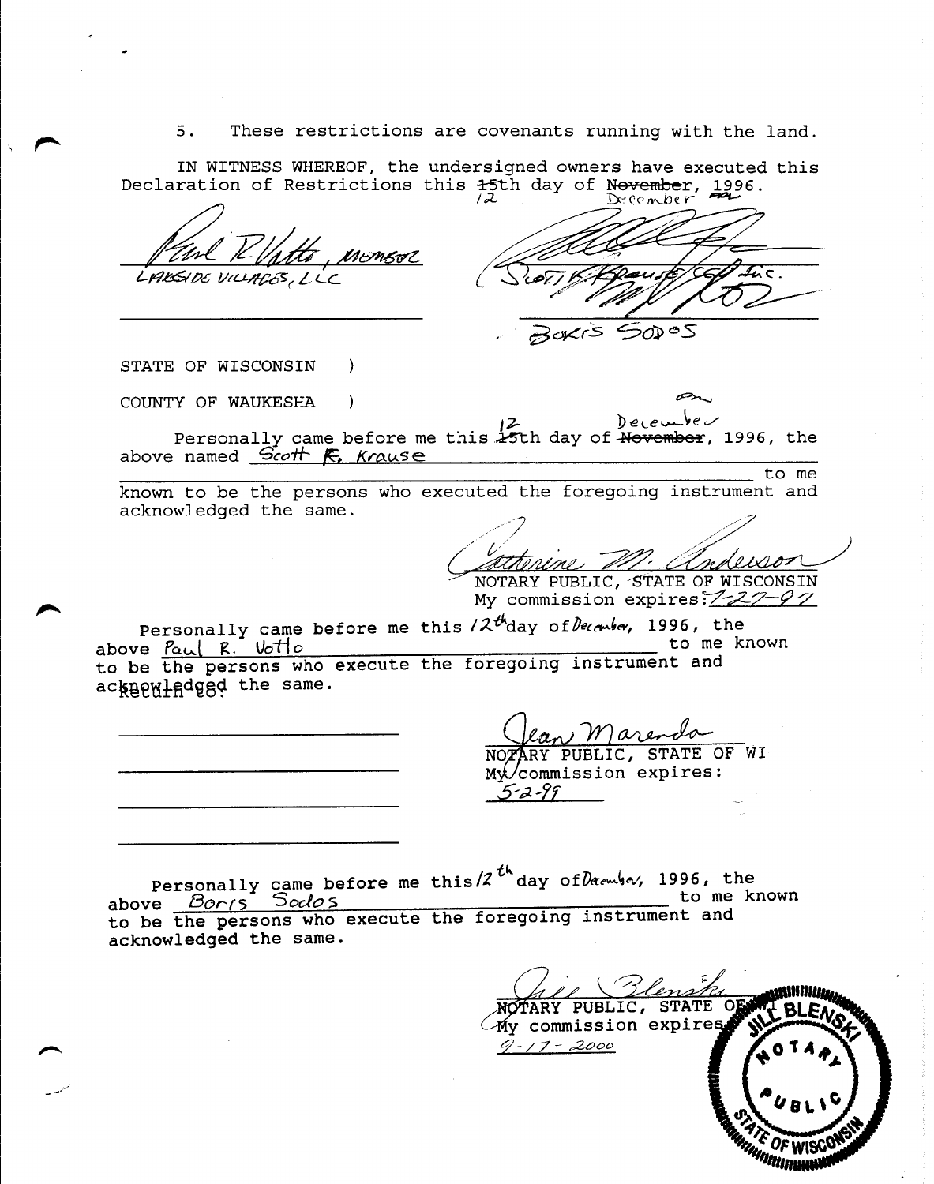5. These restrictions are covenants running with the land.

IN WITNESS WHEREOF, the undersigned owners have executed this Declaration of Restrictions this ~~15~~ 12th day of ~~November~~ December, 1996.

Paul R. Votto, Member
LAKESIDE VILLAGES, LLC

Scott K. Krause, CSR Inc.

Boris Sodos

STATE OF WISCONSIN )

COUNTY OF WAUKESHA )

Personally came before me this ~~15~~ 12th day of ~~November~~ December, 1996, the above named Scott K. Krause
to me known to be the persons who executed the foregoing instrument and acknowledged the same.

Catherine M. Anderson
NOTARY PUBLIC, STATE OF WISCONSIN
My commission expires: 7-27-97

Personally came before me this 12th day of December, 1996, the above Paul R. Votto to me known to be the persons who execute the foregoing instrument and acknowledged the same.

Jean Marenda
NOTARY PUBLIC, STATE OF WI
My commission expires: 5-2-99

Personally came before me this 12th day of December, 1996, the above Boris Sodos to me known to be the persons who execute the foregoing instrument and acknowledged the same.

Jill Blenski
NOTARY PUBLIC, STATE OF
My commission expires 9-17-2000

JILL BLENSKI NOTARY PUBLIC STATE OF WISCONSIN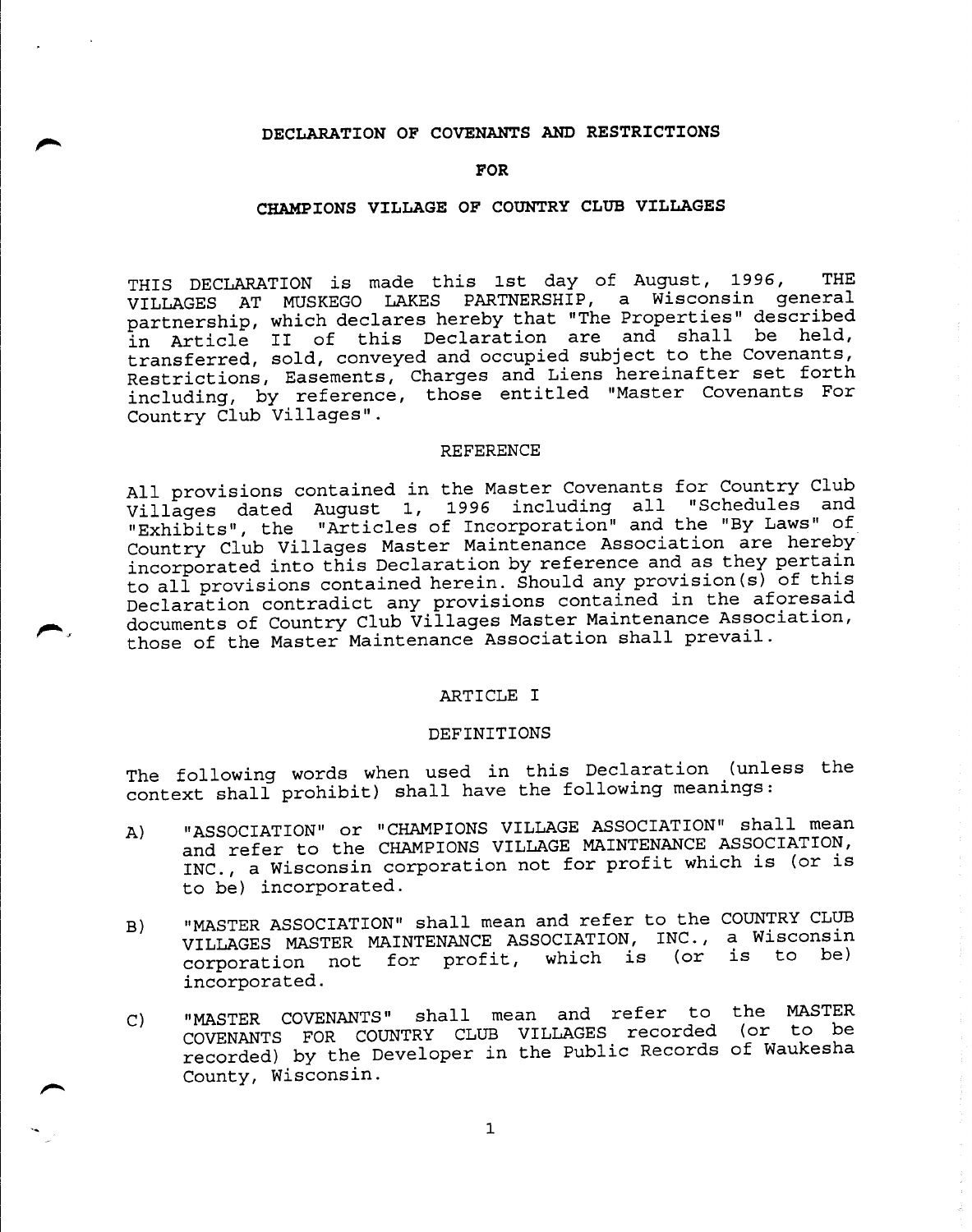# DECLARATION OF COVENANTS AND RESTRICTIONS

## FOR

## CHAMPIONS VILLAGE OF COUNTRY CLUB VILLAGES

THIS DECLARATION is made this 1st day of August, 1996, THE VILLAGES AT MUSKEGO LAKES PARTNERSHIP, a Wisconsin general partnership, which declares hereby that "The Properties" described in Article II of this Declaration are and shall be held, transferred, sold, conveyed and occupied subject to the Covenants, Restrictions, Easements, Charges and Liens hereinafter set forth including, by reference, those entitled "Master Covenants For Country Club Villages".

### REFERENCE

All provisions contained in the Master Covenants for Country Club Villages dated August 1, 1996 including all "Schedules and "Exhibits", the "Articles of Incorporation" and the "By Laws" of Country Club Villages Master Maintenance Association are hereby incorporated into this Declaration by reference and as they pertain to all provisions contained herein. Should any provision(s) of this Declaration contradict any provisions contained in the aforesaid documents of Country Club Villages Master Maintenance Association, those of the Master Maintenance Association shall prevail.

### ARTICLE I

### DEFINITIONS

The following words when used in this Declaration (unless the context shall prohibit) shall have the following meanings:

A) "ASSOCIATION" or "CHAMPIONS VILLAGE ASSOCIATION" shall mean and refer to the CHAMPIONS VILLAGE MAINTENANCE ASSOCIATION, INC., a Wisconsin corporation not for profit which is (or is to be) incorporated.

B) "MASTER ASSOCIATION" shall mean and refer to the COUNTRY CLUB VILLAGES MASTER MAINTENANCE ASSOCIATION, INC., a Wisconsin corporation not for profit, which is (or is to be) incorporated.

C) "MASTER COVENANTS" shall mean and refer to the MASTER COVENANTS FOR COUNTRY CLUB VILLAGES recorded (or to be recorded) by the Developer in the Public Records of Waukesha County, Wisconsin.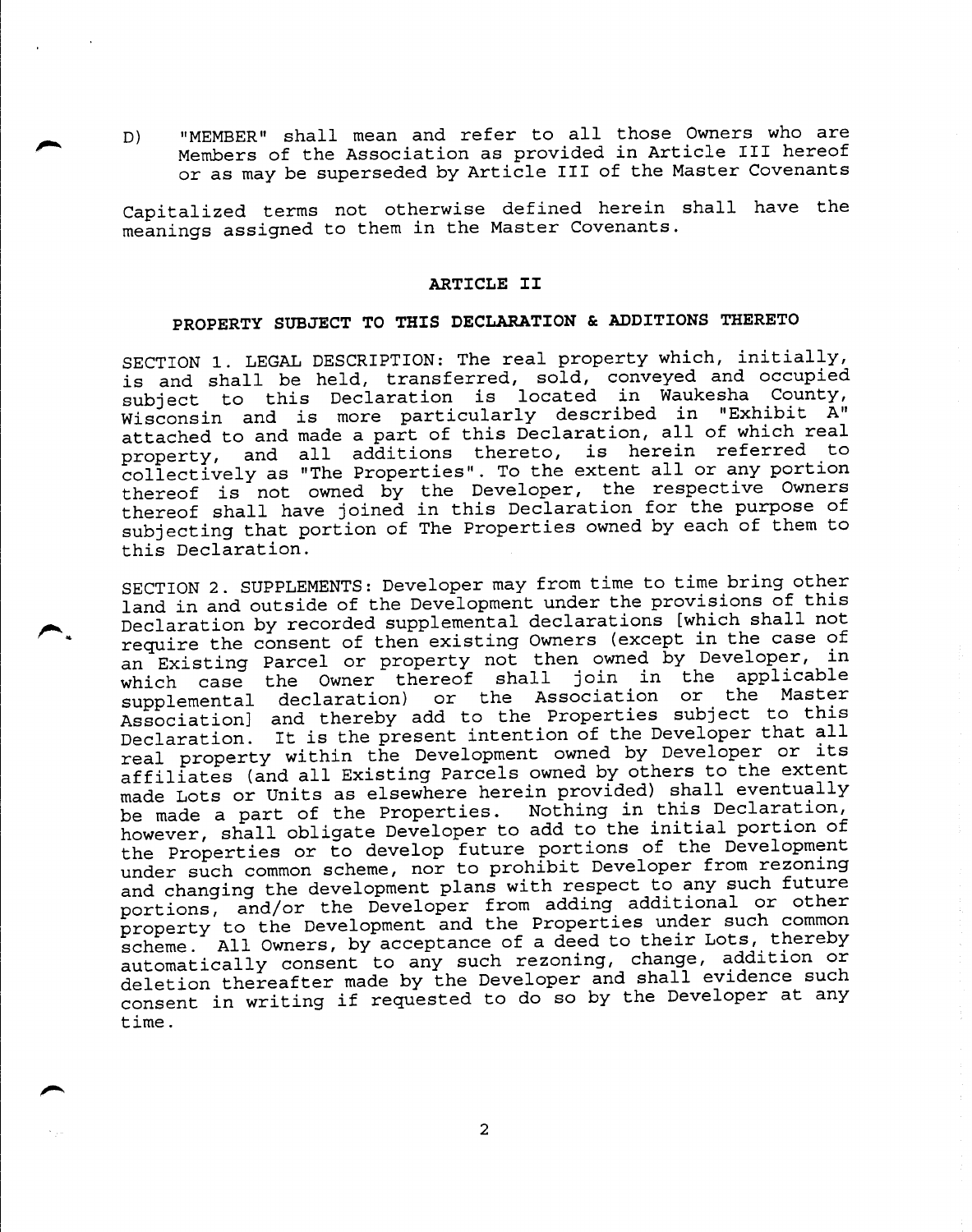D) "MEMBER" shall mean and refer to all those Owners who are Members of the Association as provided in Article III hereof or as may be superseded by Article III of the Master Covenants

Capitalized terms not otherwise defined herein shall have the meanings assigned to them in the Master Covenants.

## ARTICLE II

## PROPERTY SUBJECT TO THIS DECLARATION & ADDITIONS THERETO

SECTION 1. LEGAL DESCRIPTION: The real property which, initially, is and shall be held, transferred, sold, conveyed and occupied subject to this Declaration is located in Waukesha County, Wisconsin and is more particularly described in "Exhibit A" attached to and made a part of this Declaration, all of which real property, and all additions thereto, is herein referred to collectively as "The Properties". To the extent all or any portion thereof is not owned by the Developer, the respective Owners thereof shall have joined in this Declaration for the purpose of subjecting that portion of The Properties owned by each of them to this Declaration.

SECTION 2. SUPPLEMENTS: Developer may from time to time bring other land in and outside of the Development under the provisions of this Declaration by recorded supplemental declarations [which shall not require the consent of then existing Owners (except in the case of an Existing Parcel or property not then owned by Developer, in which case the Owner thereof shall join in the applicable supplemental declaration) or the Association or the Master Association] and thereby add to the Properties subject to this Declaration. It is the present intention of the Developer that all real property within the Development owned by Developer or its affiliates (and all Existing Parcels owned by others to the extent made Lots or Units as elsewhere herein provided) shall eventually be made a part of the Properties. Nothing in this Declaration, however, shall obligate Developer to add to the initial portion of the Properties or to develop future portions of the Development under such common scheme, nor to prohibit Developer from rezoning and changing the development plans with respect to any such future portions, and/or the Developer from adding additional or other property to the Development and the Properties under such common scheme. All Owners, by acceptance of a deed to their Lots, thereby automatically consent to any such rezoning, change, addition or deletion thereafter made by the Developer and shall evidence such consent in writing if requested to do so by the Developer at any time.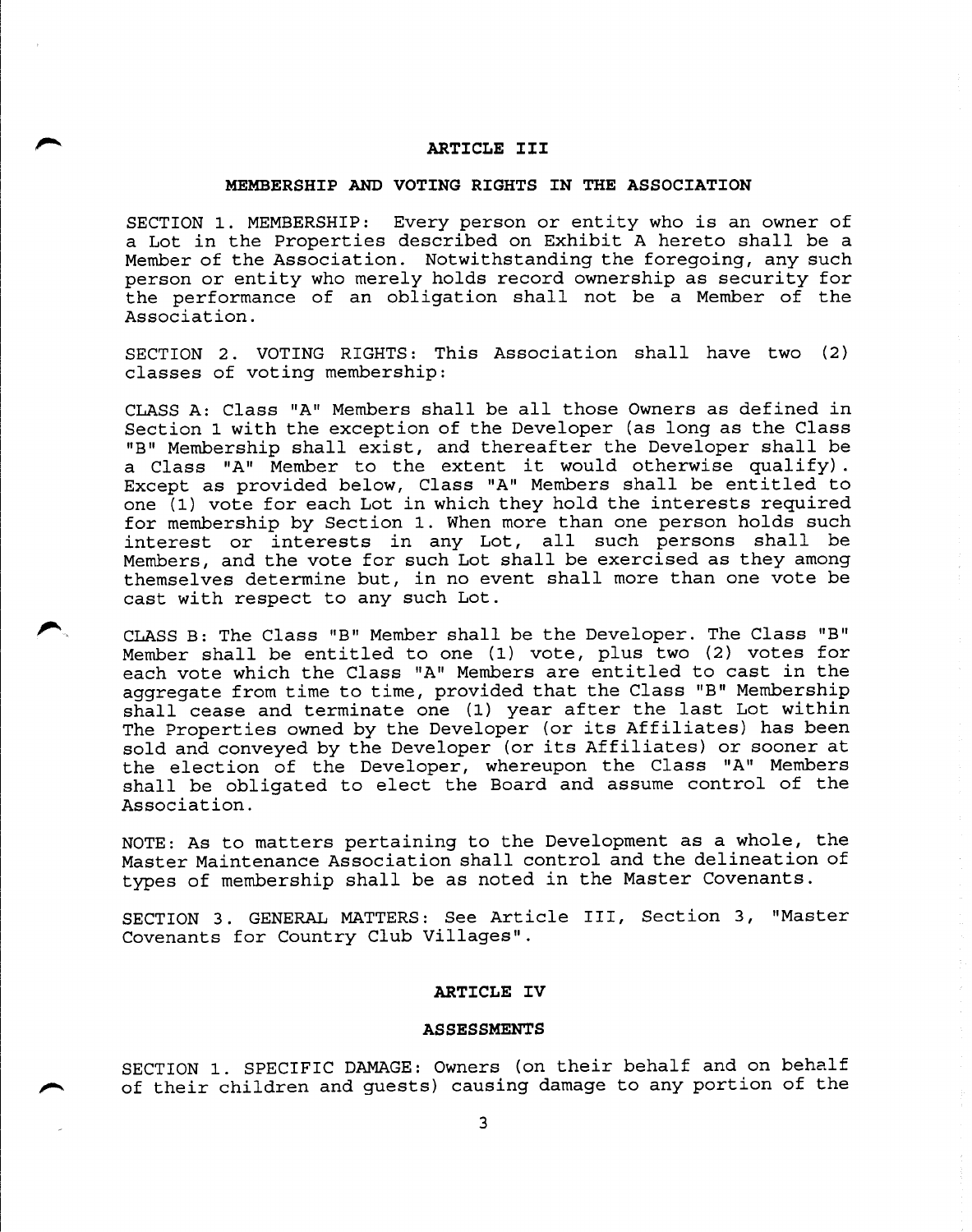## ARTICLE III

### MEMBERSHIP AND VOTING RIGHTS IN THE ASSOCIATION

SECTION 1. MEMBERSHIP: Every person or entity who is an owner of a Lot in the Properties described on Exhibit A hereto shall be a Member of the Association. Notwithstanding the foregoing, any such person or entity who merely holds record ownership as security for the performance of an obligation shall not be a Member of the Association.

SECTION 2. VOTING RIGHTS: This Association shall have two (2) classes of voting membership:

CLASS A: Class "A" Members shall be all those Owners as defined in Section 1 with the exception of the Developer (as long as the Class "B" Membership shall exist, and thereafter the Developer shall be a Class "A" Member to the extent it would otherwise qualify). Except as provided below, Class "A" Members shall be entitled to one (1) vote for each Lot in which they hold the interests required for membership by Section 1. When more than one person holds such interest or interests in any Lot, all such persons shall be Members, and the vote for such Lot shall be exercised as they among themselves determine but, in no event shall more than one vote be cast with respect to any such Lot.

CLASS B: The Class "B" Member shall be the Developer. The Class "B" Member shall be entitled to one (1) vote, plus two (2) votes for each vote which the Class "A" Members are entitled to cast in the aggregate from time to time, provided that the Class "B" Membership shall cease and terminate one (1) year after the last Lot within The Properties owned by the Developer (or its Affiliates) has been sold and conveyed by the Developer (or its Affiliates) or sooner at the election of the Developer, whereupon the Class "A" Members shall be obligated to elect the Board and assume control of the Association.

NOTE: As to matters pertaining to the Development as a whole, the Master Maintenance Association shall control and the delineation of types of membership shall be as noted in the Master Covenants.

SECTION 3. GENERAL MATTERS: See Article III, Section 3, "Master Covenants for Country Club Villages".

## ARTICLE IV

### ASSESSMENTS

SECTION 1. SPECIFIC DAMAGE: Owners (on their behalf and on behalf of their children and guests) causing damage to any portion of the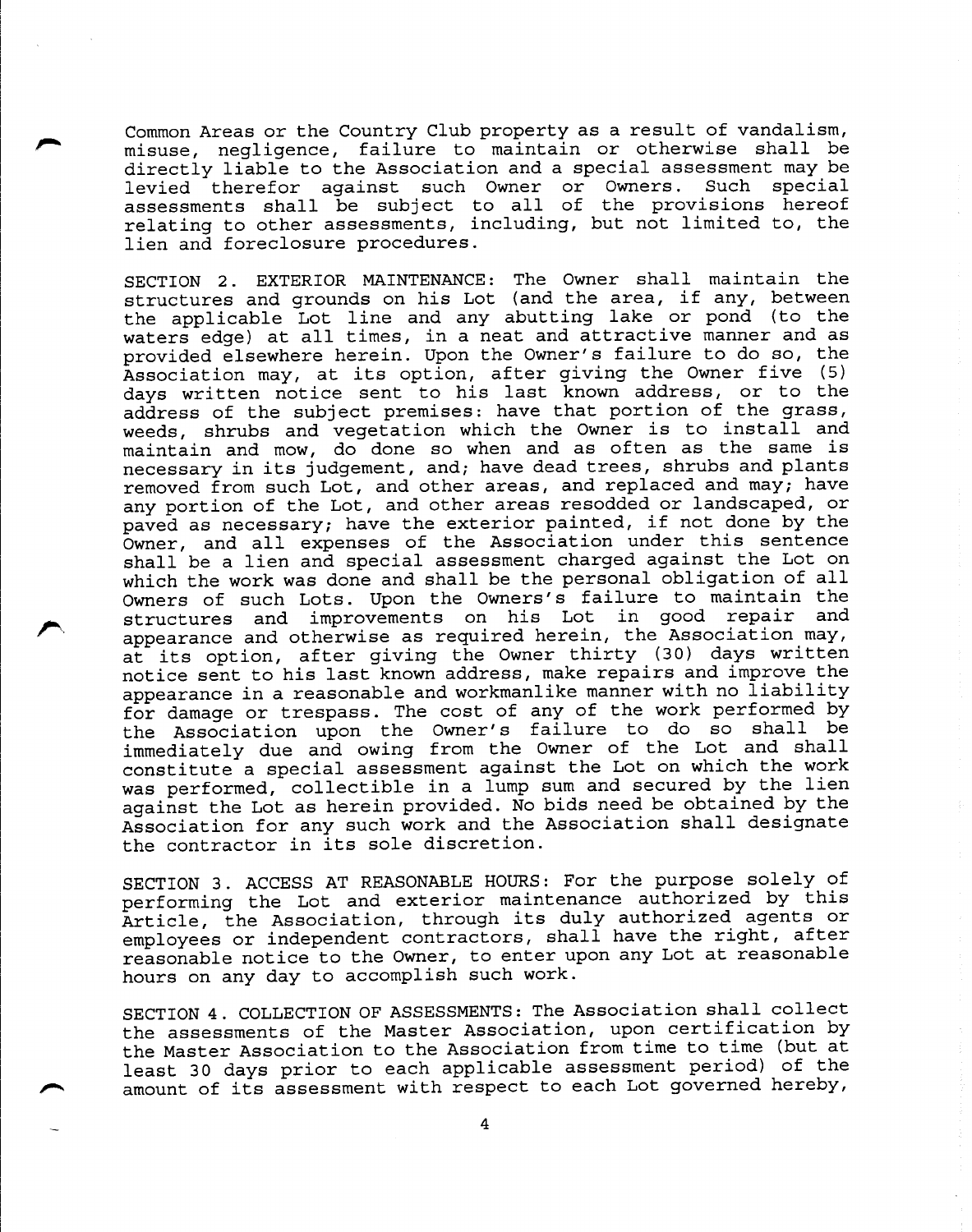Common Areas or the Country Club property as a result of vandalism, misuse, negligence, failure to maintain or otherwise shall be directly liable to the Association and a special assessment may be levied therefor against such Owner or Owners. Such special assessments shall be subject to all of the provisions hereof relating to other assessments, including, but not limited to, the lien and foreclosure procedures.

SECTION 2. EXTERIOR MAINTENANCE: The Owner shall maintain the structures and grounds on his Lot (and the area, if any, between the applicable Lot line and any abutting lake or pond (to the waters edge) at all times, in a neat and attractive manner and as provided elsewhere herein. Upon the Owner's failure to do so, the Association may, at its option, after giving the Owner five (5) days written notice sent to his last known address, or to the address of the subject premises: have that portion of the grass, weeds, shrubs and vegetation which the Owner is to install and maintain and mow, do done so when and as often as the same is necessary in its judgement, and; have dead trees, shrubs and plants removed from such Lot, and other areas, and replaced and may; have any portion of the Lot, and other areas resodded or landscaped, or paved as necessary; have the exterior painted, if not done by the Owner, and all expenses of the Association under this sentence shall be a lien and special assessment charged against the Lot on which the work was done and shall be the personal obligation of all Owners of such Lots. Upon the Owners's failure to maintain the structures and improvements on his Lot in good repair and appearance and otherwise as required herein, the Association may, at its option, after giving the Owner thirty (30) days written notice sent to his last known address, make repairs and improve the appearance in a reasonable and workmanlike manner with no liability for damage or trespass. The cost of any of the work performed by the Association upon the Owner's failure to do so shall be immediately due and owing from the Owner of the Lot and shall constitute a special assessment against the Lot on which the work was performed, collectible in a lump sum and secured by the lien against the Lot as herein provided. No bids need be obtained by the Association for any such work and the Association shall designate the contractor in its sole discretion.

SECTION 3. ACCESS AT REASONABLE HOURS: For the purpose solely of performing the Lot and exterior maintenance authorized by this Article, the Association, through its duly authorized agents or employees or independent contractors, shall have the right, after reasonable notice to the Owner, to enter upon any Lot at reasonable hours on any day to accomplish such work.

SECTION 4. COLLECTION OF ASSESSMENTS: The Association shall collect the assessments of the Master Association, upon certification by the Master Association to the Association from time to time (but at least 30 days prior to each applicable assessment period) of the amount of its assessment with respect to each Lot governed hereby,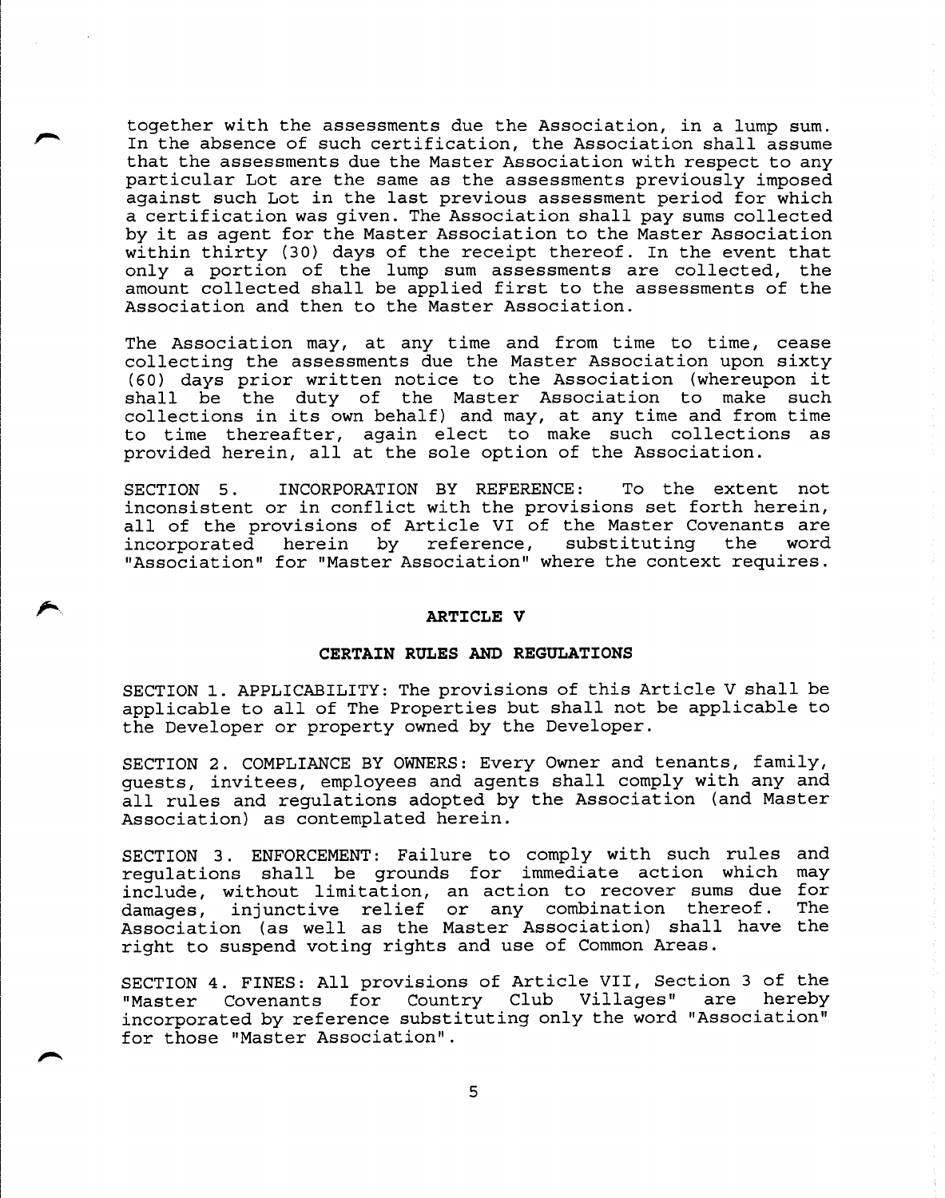together with the assessments due the Association, in a lump sum. In the absence of such certification, the Association shall assume that the assessments due the Master Association with respect to any particular Lot are the same as the assessments previously imposed against such Lot in the last previous assessment period for which a certification was given. The Association shall pay sums collected by it as agent for the Master Association to the Master Association within thirty (30) days of the receipt thereof. In the event that only a portion of the lump sum assessments are collected, the amount collected shall be applied first to the assessments of the Association and then to the Master Association.

The Association may, at any time and from time to time, cease collecting the assessments due the Master Association upon sixty (60) days prior written notice to the Association (whereupon it shall be the duty of the Master Association to make such collections in its own behalf) and may, at any time and from time to time thereafter, again elect to make such collections as provided herein, all at the sole option of the Association.

SECTION 5. INCORPORATION BY REFERENCE: To the extent not inconsistent or in conflict with the provisions set forth herein, all of the provisions of Article VI of the Master Covenants are incorporated herein by reference, substituting the word "Association" for "Master Association" where the context requires.

## ARTICLE V

## CERTAIN RULES AND REGULATIONS

SECTION 1. APPLICABILITY: The provisions of this Article V shall be applicable to all of The Properties but shall not be applicable to the Developer or property owned by the Developer.

SECTION 2. COMPLIANCE BY OWNERS: Every Owner and tenants, family, guests, invitees, employees and agents shall comply with any and all rules and regulations adopted by the Association (and Master Association) as contemplated herein.

SECTION 3. ENFORCEMENT: Failure to comply with such rules and regulations shall be grounds for immediate action which may include, without limitation, an action to recover sums due for damages, injunctive relief or any combination thereof. The Association (as well as the Master Association) shall have the right to suspend voting rights and use of Common Areas.

SECTION 4. FINES: All provisions of Article VII, Section 3 of the "Master Covenants for Country Club Villages" are hereby incorporated by reference substituting only the word "Association" for those "Master Association".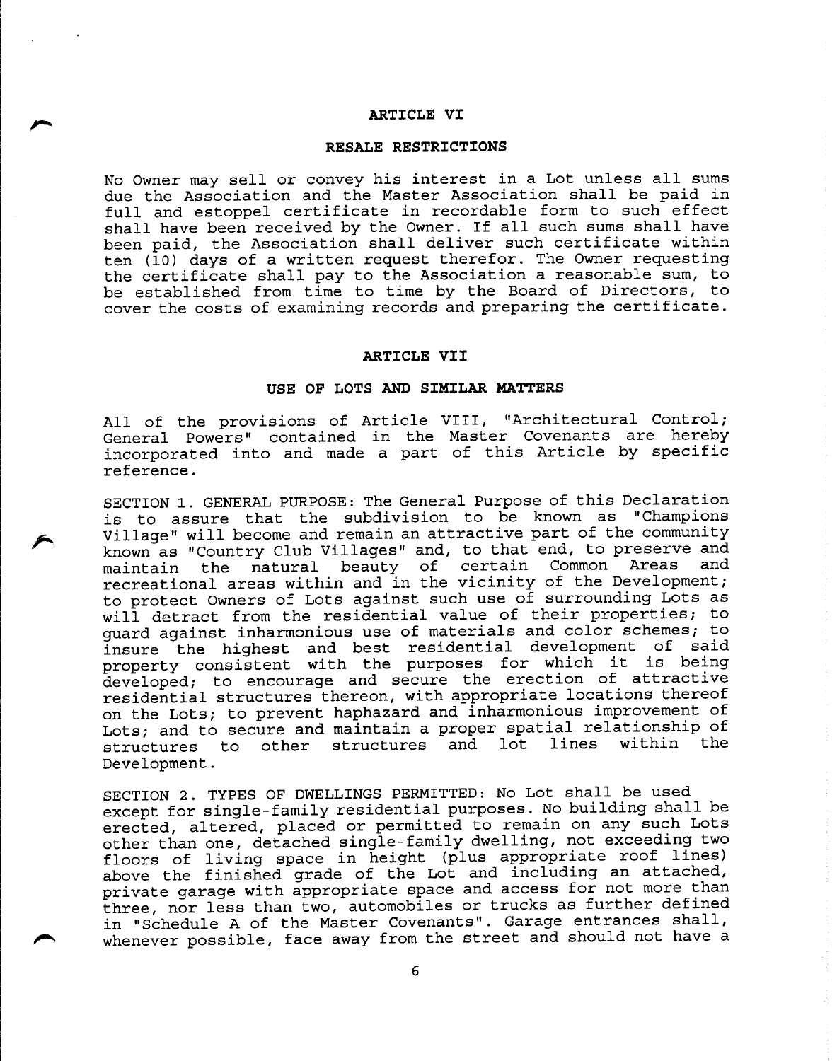## ARTICLE VI

## RESALE RESTRICTIONS

No Owner may sell or convey his interest in a Lot unless all sums due the Association and the Master Association shall be paid in full and estoppel certificate in recordable form to such effect shall have been received by the Owner. If all such sums shall have been paid, the Association shall deliver such certificate within ten (10) days of a written request therefor. The Owner requesting the certificate shall pay to the Association a reasonable sum, to be established from time to time by the Board of Directors, to cover the costs of examining records and preparing the certificate.

## ARTICLE VII

## USE OF LOTS AND SIMILAR MATTERS

All of the provisions of Article VIII, "Architectural Control; General Powers" contained in the Master Covenants are hereby incorporated into and made a part of this Article by specific reference.

SECTION 1. GENERAL PURPOSE: The General Purpose of this Declaration is to assure that the subdivision to be known as "Champions Village" will become and remain an attractive part of the community known as "Country Club Villages" and, to that end, to preserve and maintain the natural beauty of certain Common Areas and recreational areas within and in the vicinity of the Development; to protect Owners of Lots against such use of surrounding Lots as will detract from the residential value of their properties; to guard against inharmonious use of materials and color schemes; to insure the highest and best residential development of said property consistent with the purposes for which it is being developed; to encourage and secure the erection of attractive residential structures thereon, with appropriate locations thereof on the Lots; to prevent haphazard and inharmonious improvement of Lots; and to secure and maintain a proper spatial relationship of structures to other structures and lot lines within the Development.

SECTION 2. TYPES OF DWELLINGS PERMITTED: No Lot shall be used except for single-family residential purposes. No building shall be erected, altered, placed or permitted to remain on any such Lots other than one, detached single-family dwelling, not exceeding two floors of living space in height (plus appropriate roof lines) above the finished grade of the Lot and including an attached, private garage with appropriate space and access for not more than three, nor less than two, automobiles or trucks as further defined in "Schedule A of the Master Covenants". Garage entrances shall, whenever possible, face away from the street and should not have a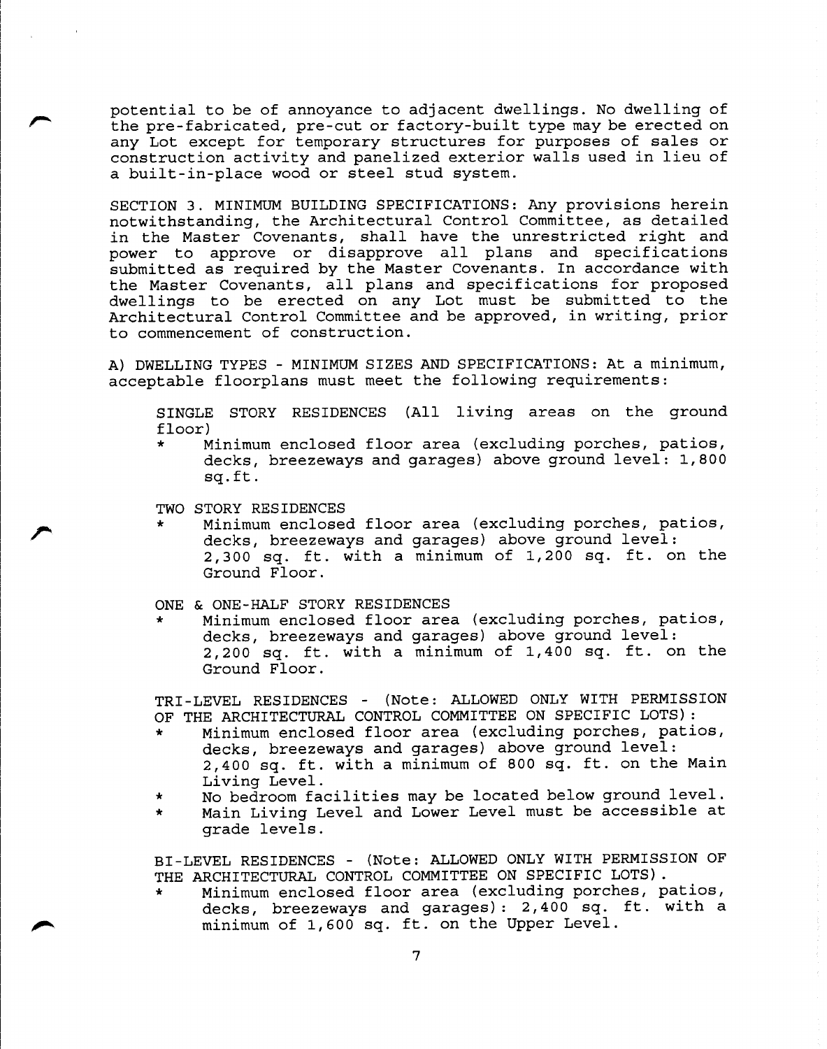potential to be of annoyance to adjacent dwellings. No dwelling of the pre-fabricated, pre-cut or factory-built type may be erected on any Lot except for temporary structures for purposes of sales or construction activity and panelized exterior walls used in lieu of a built-in-place wood or steel stud system.

SECTION 3. MINIMUM BUILDING SPECIFICATIONS: Any provisions herein notwithstanding, the Architectural Control Committee, as detailed in the Master Covenants, shall have the unrestricted right and power to approve or disapprove all plans and specifications submitted as required by the Master Covenants. In accordance with the Master Covenants, all plans and specifications for proposed dwellings to be erected on any Lot must be submitted to the Architectural Control Committee and be approved, in writing, prior to commencement of construction.

A) DWELLING TYPES - MINIMUM SIZES AND SPECIFICATIONS: At a minimum, acceptable floorplans must meet the following requirements:

SINGLE STORY RESIDENCES (All living areas on the ground floor)

* Minimum enclosed floor area (excluding porches, patios, decks, breezeways and garages) above ground level: 1,800 sq.ft.

TWO STORY RESIDENCES

* Minimum enclosed floor area (excluding porches, patios, decks, breezeways and garages) above ground level: 2,300 sq. ft. with a minimum of 1,200 sq. ft. on the Ground Floor.

ONE & ONE-HALF STORY RESIDENCES

* Minimum enclosed floor area (excluding porches, patios, decks, breezeways and garages) above ground level: 2,200 sq. ft. with a minimum of 1,400 sq. ft. on the Ground Floor.

TRI-LEVEL RESIDENCES - (Note: ALLOWED ONLY WITH PERMISSION OF THE ARCHITECTURAL CONTROL COMMITTEE ON SPECIFIC LOTS):

* Minimum enclosed floor area (excluding porches, patios, decks, breezeways and garages) above ground level: 2,400 sq. ft. with a minimum of 800 sq. ft. on the Main Living Level.
* No bedroom facilities may be located below ground level.
* Main Living Level and Lower Level must be accessible at grade levels.

BI-LEVEL RESIDENCES - (Note: ALLOWED ONLY WITH PERMISSION OF THE ARCHITECTURAL CONTROL COMMITTEE ON SPECIFIC LOTS).

* Minimum enclosed floor area (excluding porches, patios, decks, breezeways and garages): 2,400 sq. ft. with a minimum of 1,600 sq. ft. on the Upper Level.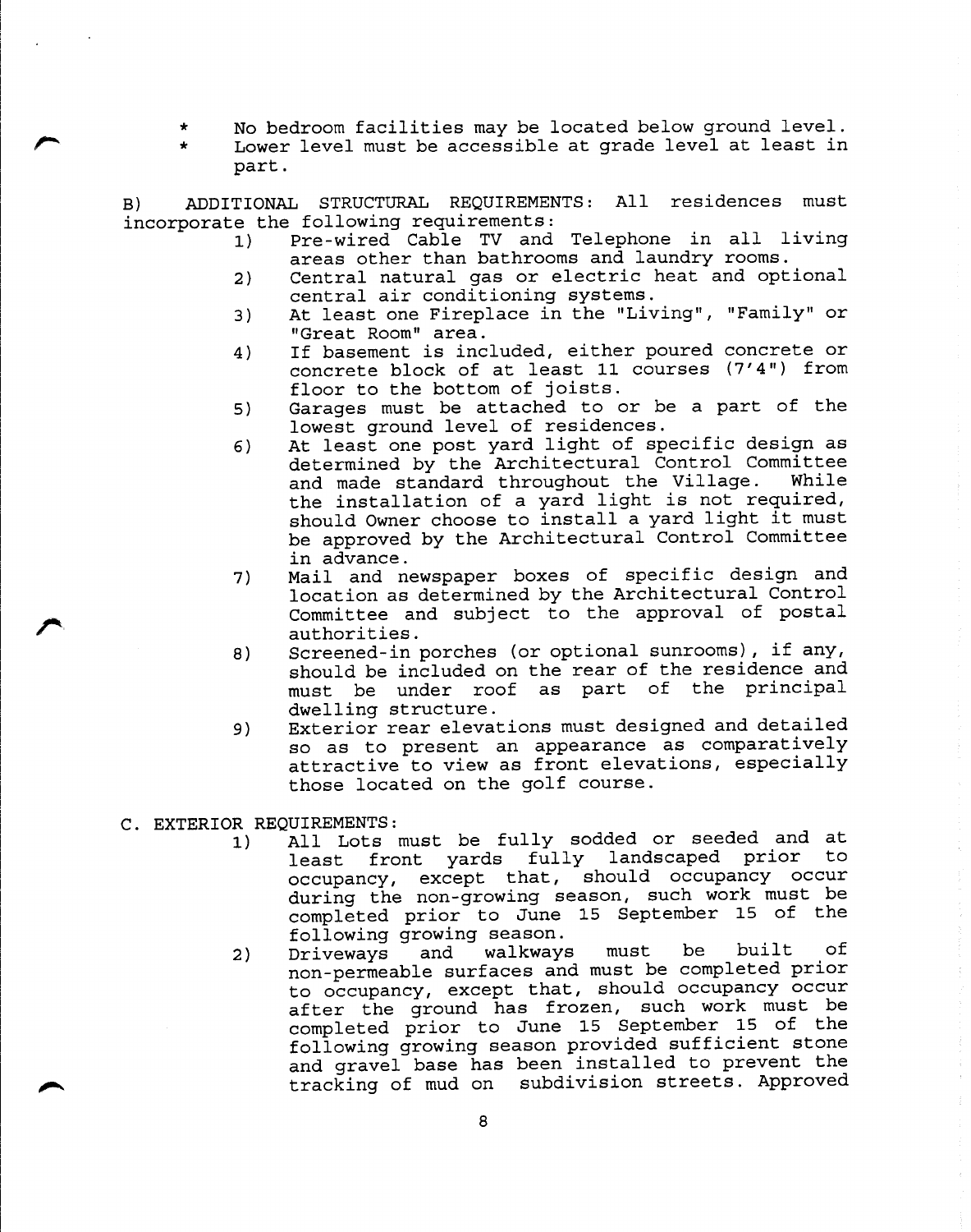* No bedroom facilities may be located below ground level.
* Lower level must be accessible at grade level at least in part.

B) ADDITIONAL STRUCTURAL REQUIREMENTS: All residences must incorporate the following requirements:

1) Pre-wired Cable TV and Telephone in all living areas other than bathrooms and laundry rooms.
2) Central natural gas or electric heat and optional central air conditioning systems.
3) At least one Fireplace in the "Living", "Family" or "Great Room" area.
4) If basement is included, either poured concrete or concrete block of at least 11 courses (7'4") from floor to the bottom of joists.
5) Garages must be attached to or be a part of the lowest ground level of residences.
6) At least one post yard light of specific design as determined by the Architectural Control Committee and made standard throughout the Village. While the installation of a yard light is not required, should Owner choose to install a yard light it must be approved by the Architectural Control Committee in advance.
7) Mail and newspaper boxes of specific design and location as determined by the Architectural Control Committee and subject to the approval of postal authorities.
8) Screened-in porches (or optional sunrooms), if any, should be included on the rear of the residence and must be under roof as part of the principal dwelling structure.
9) Exterior rear elevations must designed and detailed so as to present an appearance as comparatively attractive to view as front elevations, especially those located on the golf course.

C. EXTERIOR REQUIREMENTS:

1) All Lots must be fully sodded or seeded and at least front yards fully landscaped prior to occupancy, except that, should occupancy occur during the non-growing season, such work must be completed prior to June 15 September 15 of the following growing season.
2) Driveways and walkways must be built of non-permeable surfaces and must be completed prior to occupancy, except that, should occupancy occur after the ground has frozen, such work must be completed prior to June 15 September 15 of the following growing season provided sufficient stone and gravel base has been installed to prevent the tracking of mud on subdivision streets. Approved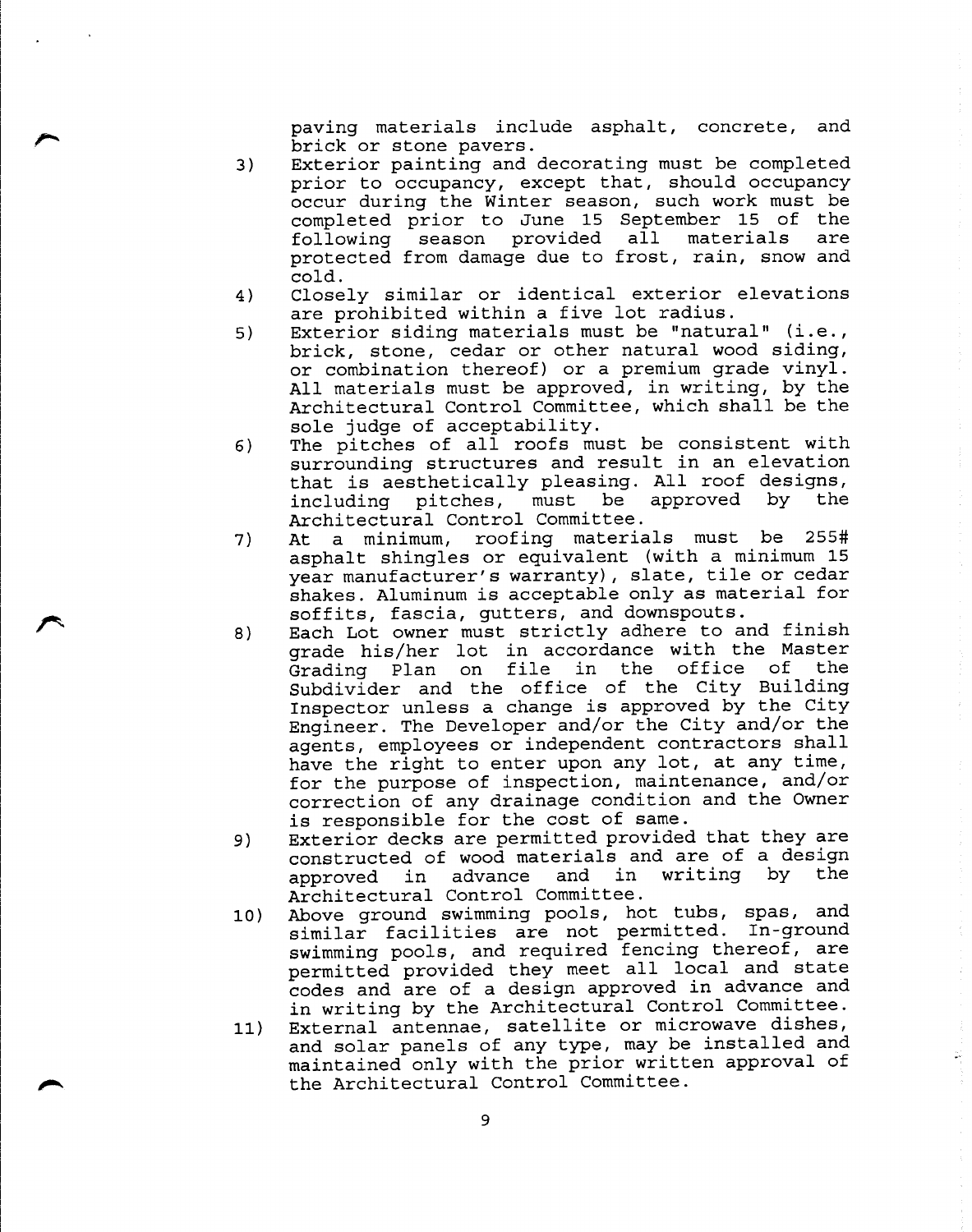paving materials include asphalt, concrete, and brick or stone pavers.

3) Exterior painting and decorating must be completed prior to occupancy, except that, should occupancy occur during the Winter season, such work must be completed prior to June 15 September 15 of the following season provided all materials are protected from damage due to frost, rain, snow and cold.
4) Closely similar or identical exterior elevations are prohibited within a five lot radius.
5) Exterior siding materials must be "natural" (i.e., brick, stone, cedar or other natural wood siding, or combination thereof) or a premium grade vinyl. All materials must be approved, in writing, by the Architectural Control Committee, which shall be the sole judge of acceptability.
6) The pitches of all roofs must be consistent with surrounding structures and result in an elevation that is aesthetically pleasing. All roof designs, including pitches, must be approved by the Architectural Control Committee.
7) At a minimum, roofing materials must be 255# asphalt shingles or equivalent (with a minimum 15 year manufacturer's warranty), slate, tile or cedar shakes. Aluminum is acceptable only as material for soffits, fascia, gutters, and downspouts.
8) Each Lot owner must strictly adhere to and finish grade his/her lot in accordance with the Master Grading Plan on file in the office of the Subdivider and the office of the City Building Inspector unless a change is approved by the City Engineer. The Developer and/or the City and/or the agents, employees or independent contractors shall have the right to enter upon any lot, at any time, for the purpose of inspection, maintenance, and/or correction of any drainage condition and the Owner is responsible for the cost of same.
9) Exterior decks are permitted provided that they are constructed of wood materials and are of a design approved in advance and in writing by the Architectural Control Committee.
10) Above ground swimming pools, hot tubs, spas, and similar facilities are not permitted. In-ground swimming pools, and required fencing thereof, are permitted provided they meet all local and state codes and are of a design approved in advance and in writing by the Architectural Control Committee.
11) External antennae, satellite or microwave dishes, and solar panels of any type, may be installed and maintained only with the prior written approval of the Architectural Control Committee.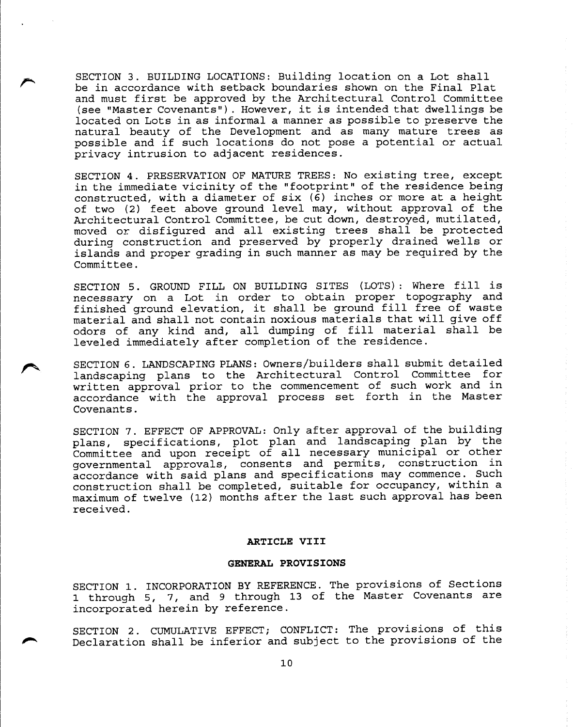SECTION 3. BUILDING LOCATIONS: Building location on a Lot shall be in accordance with setback boundaries shown on the Final Plat and must first be approved by the Architectural Control Committee (see "Master Covenants"). However, it is intended that dwellings be located on Lots in as informal a manner as possible to preserve the natural beauty of the Development and as many mature trees as possible and if such locations do not pose a potential or actual privacy intrusion to adjacent residences.

SECTION 4. PRESERVATION OF MATURE TREES: No existing tree, except in the immediate vicinity of the "footprint" of the residence being constructed, with a diameter of six (6) inches or more at a height of two (2) feet above ground level may, without approval of the Architectural Control Committee, be cut down, destroyed, mutilated, moved or disfigured and all existing trees shall be protected during construction and preserved by properly drained wells or islands and proper grading in such manner as may be required by the Committee.

SECTION 5. GROUND FILL ON BUILDING SITES (LOTS): Where fill is necessary on a Lot in order to obtain proper topography and finished ground elevation, it shall be ground fill free of waste material and shall not contain noxious materials that will give off odors of any kind and, all dumping of fill material shall be leveled immediately after completion of the residence.

SECTION 6. LANDSCAPING PLANS: Owners/builders shall submit detailed landscaping plans to the Architectural Control Committee for written approval prior to the commencement of such work and in accordance with the approval process set forth in the Master Covenants.

SECTION 7. EFFECT OF APPROVAL: Only after approval of the building plans, specifications, plot plan and landscaping plan by the Committee and upon receipt of all necessary municipal or other governmental approvals, consents and permits, construction in accordance with said plans and specifications may commence. Such construction shall be completed, suitable for occupancy, within a maximum of twelve (12) months after the last such approval has been received.

## ARTICLE VIII

## GENERAL PROVISIONS

SECTION 1. INCORPORATION BY REFERENCE. The provisions of Sections 1 through 5, 7, and 9 through 13 of the Master Covenants are incorporated herein by reference.

SECTION 2. CUMULATIVE EFFECT; CONFLICT: The provisions of this Declaration shall be inferior and subject to the provisions of the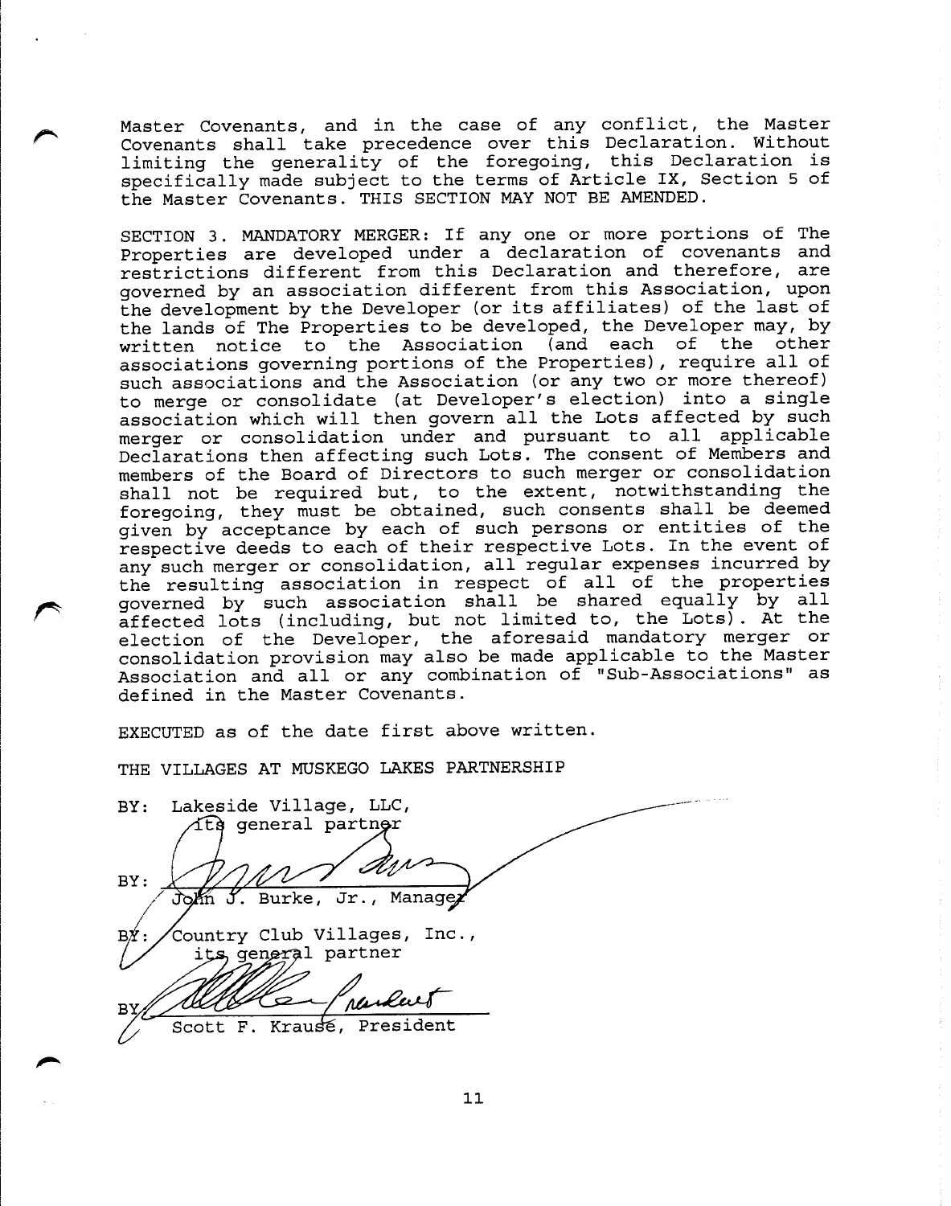Master Covenants, and in the case of any conflict, the Master Covenants shall take precedence over this Declaration. Without limiting the generality of the foregoing, this Declaration is specifically made subject to the terms of Article IX, Section 5 of the Master Covenants. THIS SECTION MAY NOT BE AMENDED.

SECTION 3. MANDATORY MERGER: If any one or more portions of The Properties are developed under a declaration of covenants and restrictions different from this Declaration and therefore, are governed by an association different from this Association, upon the development by the Developer (or its affiliates) of the last of the lands of The Properties to be developed, the Developer may, by written notice to the Association (and each of the other associations governing portions of the Properties), require all of such associations and the Association (or any two or more thereof) to merge or consolidate (at Developer's election) into a single association which will then govern all the Lots affected by such merger or consolidation under and pursuant to all applicable Declarations then affecting such Lots. The consent of Members and members of the Board of Directors to such merger or consolidation shall not be required but, to the extent, notwithstanding the foregoing, they must be obtained, such consents shall be deemed given by acceptance by each of such persons or entities of the respective deeds to each of their respective Lots. In the event of any such merger or consolidation, all regular expenses incurred by the resulting association in respect of all of the properties governed by such association shall be shared equally by all affected lots (including, but not limited to, the Lots). At the election of the Developer, the aforesaid mandatory merger or consolidation provision may also be made applicable to the Master Association and all or any combination of "Sub-Associations" as defined in the Master Covenants.

EXECUTED as of the date first above written.

THE VILLAGES AT MUSKEGO LAKES PARTNERSHIP

BY: Lakeside Village, LLC,
its general partner

BY: ______________________
John J. Burke, Jr., Manager

BY: Country Club Villages, Inc.,
its general partner

BY: ______________________
Scott F. Krause, President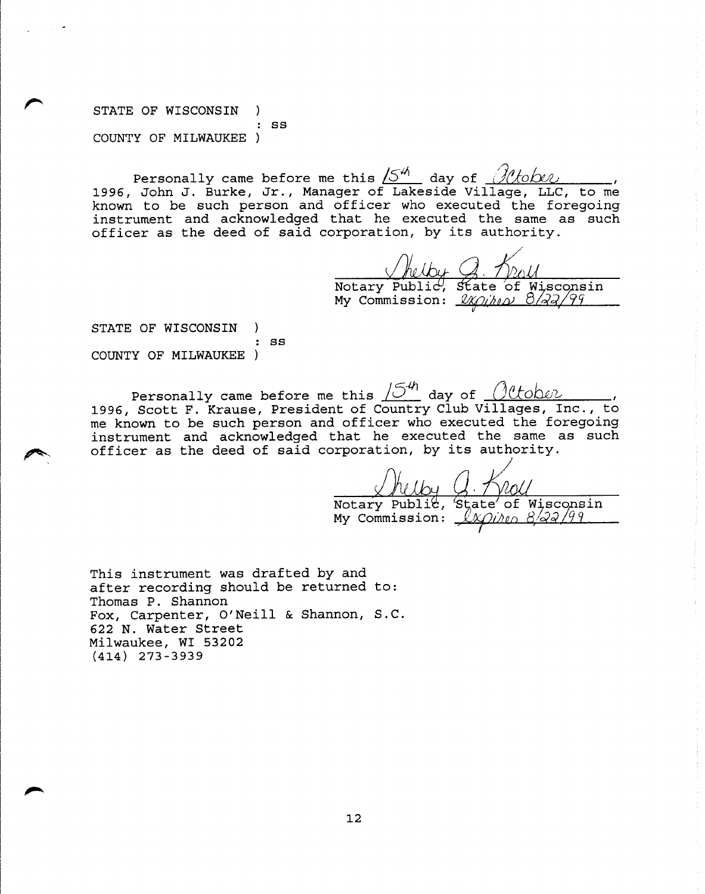STATE OF WISCONSIN )
: SS
COUNTY OF MILWAUKEE )

Personally came before me this 15th day of October, 1996, John J. Burke, Jr., Manager of Lakeside Village, LLC, to me known to be such person and officer who executed the foregoing instrument and acknowledged that he executed the same as such officer as the deed of said corporation, by its authority.

Shelby A. Kroll
Notary Public, State of Wisconsin
My Commission: expires 8/22/99

STATE OF WISCONSIN )
: SS
COUNTY OF MILWAUKEE )

Personally came before me this 15th day of October, 1996, Scott F. Krause, President of Country Club Villages, Inc., to me known to be such person and officer who executed the foregoing instrument and acknowledged that he executed the same as such officer as the deed of said corporation, by its authority.

Shelby A. Kroll
Notary Public, State of Wisconsin
My Commission: expires 8/22/99

This instrument was drafted by and after recording should be returned to:
Thomas P. Shannon
Fox, Carpenter, O'Neill & Shannon, S.C.
622 N. Water Street
Milwaukee, WI 53202
(414) 273-3939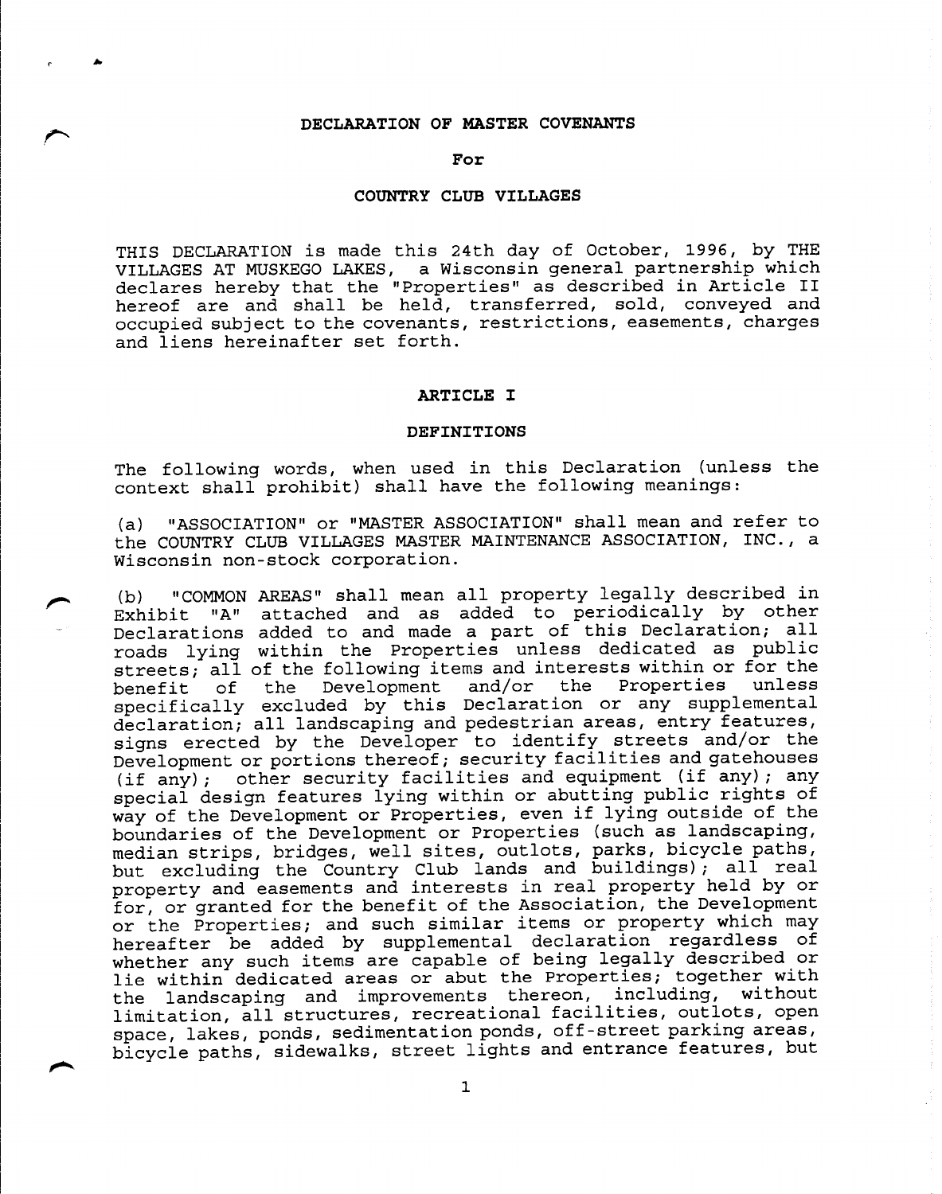**DECLARATION OF MASTER COVENANTS**

**For**

**COUNTRY CLUB VILLAGES**

THIS DECLARATION is made this 24th day of October, 1996, by THE VILLAGES AT MUSKEGO LAKES, a Wisconsin general partnership which declares hereby that the "Properties" as described in Article II hereof are and shall be held, transferred, sold, conveyed and occupied subject to the covenants, restrictions, easements, charges and liens hereinafter set forth.

**ARTICLE I**

**DEFINITIONS**

The following words, when used in this Declaration (unless the context shall prohibit) shall have the following meanings:

(a) "ASSOCIATION" or "MASTER ASSOCIATION" shall mean and refer to the COUNTRY CLUB VILLAGES MASTER MAINTENANCE ASSOCIATION, INC., a Wisconsin non-stock corporation.

(b) "COMMON AREAS" shall mean all property legally described in Exhibit "A" attached and as added to periodically by other Declarations added to and made a part of this Declaration; all roads lying within the Properties unless dedicated as public streets; all of the following items and interests within or for the benefit of the Development and/or the Properties unless specifically excluded by this Declaration or any supplemental declaration; all landscaping and pedestrian areas, entry features, signs erected by the Developer to identify streets and/or the Development or portions thereof; security facilities and gatehouses (if any); other security facilities and equipment (if any); any special design features lying within or abutting public rights of way of the Development or Properties, even if lying outside of the boundaries of the Development or Properties (such as landscaping, median strips, bridges, well sites, outlots, parks, bicycle paths, but excluding the Country Club lands and buildings); all real property and easements and interests in real property held by or for, or granted for the benefit of the Association, the Development or the Properties; and such similar items or property which may hereafter be added by supplemental declaration regardless of whether any such items are capable of being legally described or lie within dedicated areas or abut the Properties; together with the landscaping and improvements thereon, including, without limitation, all structures, recreational facilities, outlots, open space, lakes, ponds, sedimentation ponds, off-street parking areas, bicycle paths, sidewalks, street lights and entrance features, but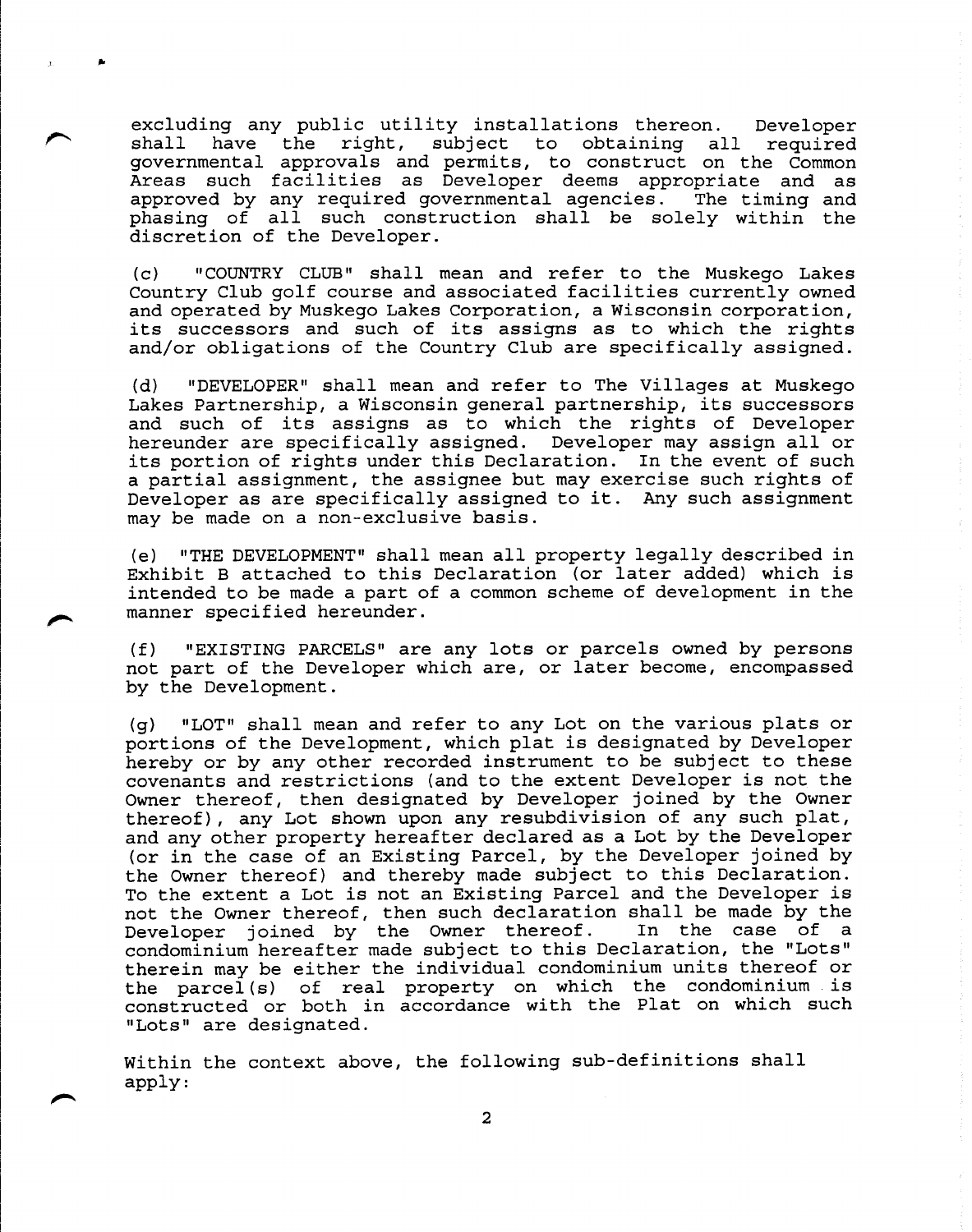excluding any public utility installations thereon. Developer shall have the right, subject to obtaining all required governmental approvals and permits, to construct on the Common Areas such facilities as Developer deems appropriate and as approved by any required governmental agencies. The timing and phasing of all such construction shall be solely within the discretion of the Developer.

(c) "COUNTRY CLUB" shall mean and refer to the Muskego Lakes Country Club golf course and associated facilities currently owned and operated by Muskego Lakes Corporation, a Wisconsin corporation, its successors and such of its assigns as to which the rights and/or obligations of the Country Club are specifically assigned.

(d) "DEVELOPER" shall mean and refer to The Villages at Muskego Lakes Partnership, a Wisconsin general partnership, its successors and such of its assigns as to which the rights of Developer hereunder are specifically assigned. Developer may assign all or its portion of rights under this Declaration. In the event of such a partial assignment, the assignee but may exercise such rights of Developer as are specifically assigned to it. Any such assignment may be made on a non-exclusive basis.

(e) "THE DEVELOPMENT" shall mean all property legally described in Exhibit B attached to this Declaration (or later added) which is intended to be made a part of a common scheme of development in the manner specified hereunder.

(f) "EXISTING PARCELS" are any lots or parcels owned by persons not part of the Developer which are, or later become, encompassed by the Development.

(g) "LOT" shall mean and refer to any Lot on the various plats or portions of the Development, which plat is designated by Developer hereby or by any other recorded instrument to be subject to these covenants and restrictions (and to the extent Developer is not the Owner thereof, then designated by Developer joined by the Owner thereof), any Lot shown upon any resubdivision of any such plat, and any other property hereafter declared as a Lot by the Developer (or in the case of an Existing Parcel, by the Developer joined by the Owner thereof) and thereby made subject to this Declaration. To the extent a Lot is not an Existing Parcel and the Developer is not the Owner thereof, then such declaration shall be made by the Developer joined by the Owner thereof. In the case of a condominium hereafter made subject to this Declaration, the "Lots" therein may be either the individual condominium units thereof or the parcel(s) of real property on which the condominium is constructed or both in accordance with the Plat on which such "Lots" are designated.

Within the context above, the following sub-definitions shall apply: